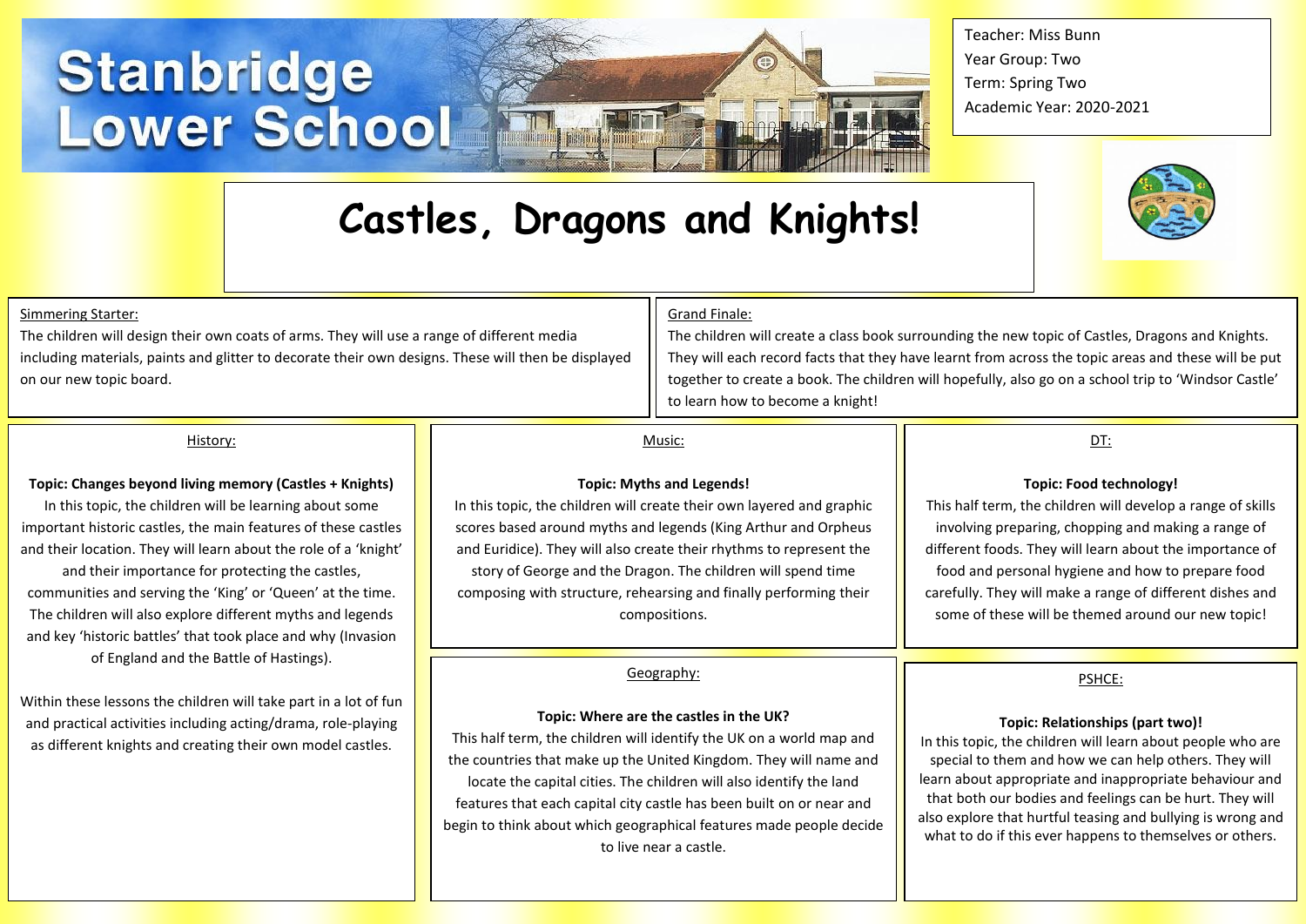# Stanbridge Lower School

Teacher: Miss Bunn
Year Group: Two
Term: Spring Two
Academic Year: 2020-2021

# Castles, Dragons and Knights!

## Simmering Starter:

The children will design their own coats of arms. They will use a range of different media including materials, paints and glitter to decorate their own designs. These will then be displayed on our new topic board.

## Grand Finale:

The children will create a class book surrounding the new topic of Castles, Dragons and Knights. They will each record facts that they have learnt from across the topic areas and these will be put together to create a book. The children will hopefully, also go on a school trip to 'Windsor Castle' to learn how to become a knight!

## History:

**Topic: Changes beyond living memory (Castles + Knights)**

In this topic, the children will be learning about some important historic castles, the main features of these castles and their location. They will learn about the role of a 'knight' and their importance for protecting the castles, communities and serving the 'King' or 'Queen' at the time. The children will also explore different myths and legends and key 'historic battles' that took place and why (Invasion of England and the Battle of Hastings).

Within these lessons the children will take part in a lot of fun and practical activities including acting/drama, role-playing as different knights and creating their own model castles.

## Music:

**Topic: Myths and Legends!**

In this topic, the children will create their own layered and graphic scores based around myths and legends (King Arthur and Orpheus and Euridice). They will also create their rhythms to represent the story of George and the Dragon. The children will spend time composing with structure, rehearsing and finally performing their compositions.

## DT:

**Topic: Food technology!**

This half term, the children will develop a range of skills involving preparing, chopping and making a range of different foods. They will learn about the importance of food and personal hygiene and how to prepare food carefully. They will make a range of different dishes and some of these will be themed around our new topic!

## Geography:

**Topic: Where are the castles in the UK?**

This half term, the children will identify the UK on a world map and the countries that make up the United Kingdom. They will name and locate the capital cities. The children will also identify the land features that each capital city castle has been built on or near and begin to think about which geographical features made people decide to live near a castle.

## PSHCE:

**Topic: Relationships (part two)!**

In this topic, the children will learn about people who are special to them and how we can help others. They will learn about appropriate and inappropriate behaviour and that both our bodies and feelings can be hurt. They will also explore that hurtful teasing and bullying is wrong and what to do if this ever happens to themselves or others.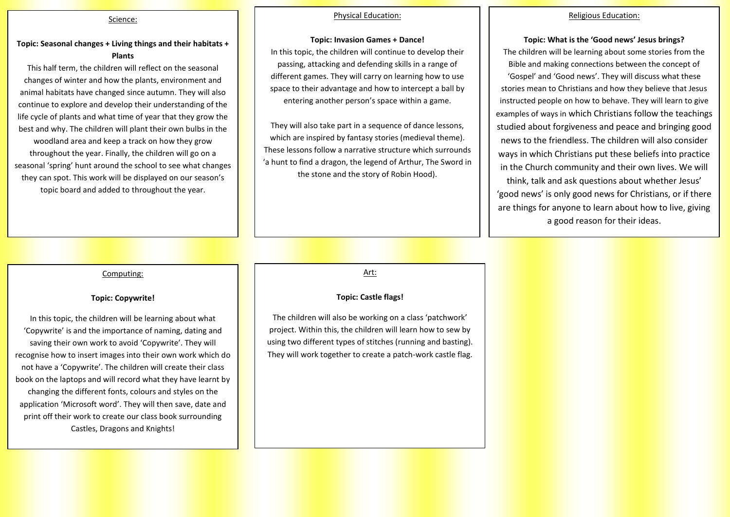## Science:

**Topic: Seasonal changes + Living things and their habitats + Plants**

This half term, the children will reflect on the seasonal changes of winter and how the plants, environment and animal habitats have changed since autumn. They will also continue to explore and develop their understanding of the life cycle of plants and what time of year that they grow the best and why. The children will plant their own bulbs in the woodland area and keep a track on how they grow throughout the year. Finally, the children will go on a seasonal 'spring' hunt around the school to see what changes they can spot. This work will be displayed on our season's topic board and added to throughout the year.

## Physical Education:

**Topic: Invasion Games + Dance!**

In this topic, the children will continue to develop their passing, attacking and defending skills in a range of different games. They will carry on learning how to use space to their advantage and how to intercept a ball by entering another person's space within a game.

They will also take part in a sequence of dance lessons, which are inspired by fantasy stories (medieval theme). These lessons follow a narrative structure which surrounds 'a hunt to find a dragon, the legend of Arthur, The Sword in the stone and the story of Robin Hood).

## Religious Education:

**Topic: What is the 'Good news' Jesus brings?**

The children will be learning about some stories from the Bible and making connections between the concept of 'Gospel' and 'Good news'. They will discuss what these stories mean to Christians and how they believe that Jesus instructed people on how to behave. They will learn to give examples of ways in which Christians follow the teachings studied about forgiveness and peace and bringing good news to the friendless. The children will also consider ways in which Christians put these beliefs into practice in the Church community and their own lives. We will think, talk and ask questions about whether Jesus' 'good news' is only good news for Christians, or if there are things for anyone to learn about how to live, giving a good reason for their ideas.

## Computing:

**Topic: Copywrite!**

In this topic, the children will be learning about what 'Copywrite' is and the importance of naming, dating and saving their own work to avoid 'Copywrite'. They will recognise how to insert images into their own work which do not have a 'Copywrite'. The children will create their class book on the laptops and will record what they have learnt by changing the different fonts, colours and styles on the application 'Microsoft word'. They will then save, date and print off their work to create our class book surrounding Castles, Dragons and Knights!

## Art:

**Topic: Castle flags!**

The children will also be working on a class 'patchwork' project. Within this, the children will learn how to sew by using two different types of stitches (running and basting). They will work together to create a patch-work castle flag.